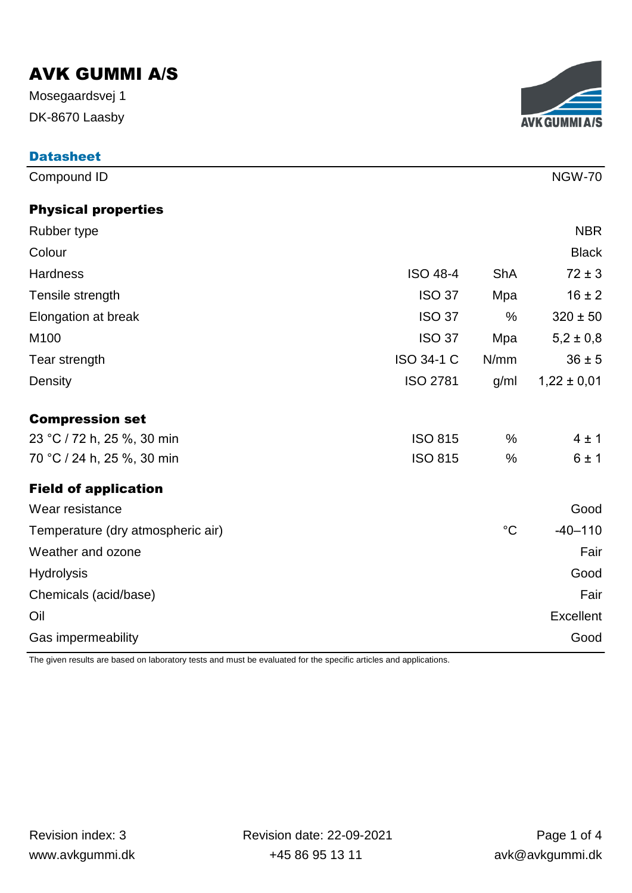# AVK GUMMI A/S

Mosegaardsvej 1

DK-8670 Laasby

## Datasheet

| Compound ID | | | NGW-70 |
|---|---|---|---|

### Physical properties

| Property | Standard | Unit | Value |
|---|---|---|---|
| Rubber type | | | NBR |
| Colour | | | Black |
| Hardness | ISO 48-4 | ShA | 72 ± 3 |
| Tensile strength | ISO 37 | Mpa | 16 ± 2 |
| Elongation at break | ISO 37 | % | 320 ± 50 |
| M100 | ISO 37 | Mpa | 5,2 ± 0,8 |
| Tear strength | ISO 34-1 C | N/mm | 36 ± 5 |
| Density | ISO 2781 | g/ml | 1,22 ± 0,01 |

### Compression set

| Condition | Standard | Unit | Value |
|---|---|---|---|
| 23 °C / 72 h, 25 %, 30 min | ISO 815 | % | 4 ± 1 |
| 70 °C / 24 h, 25 %, 30 min | ISO 815 | % | 6 ± 1 |

### Field of application

| Property | Unit | Value |
|---|---|---|
| Wear resistance | | Good |
| Temperature (dry atmospheric air) | °C | -40–110 |
| Weather and ozone | | Fair |
| Hydrolysis | | Good |
| Chemicals (acid/base) | | Fair |
| Oil | | Excellent |
| Gas impermeability | | Good |

The given results are based on laboratory tests and must be evaluated for the specific articles and applications.

Revision index: 3 | Revision date: 22-09-2021

www.avkgummi.dk | +45 86 95 13 11 | avk@avkgummi.dk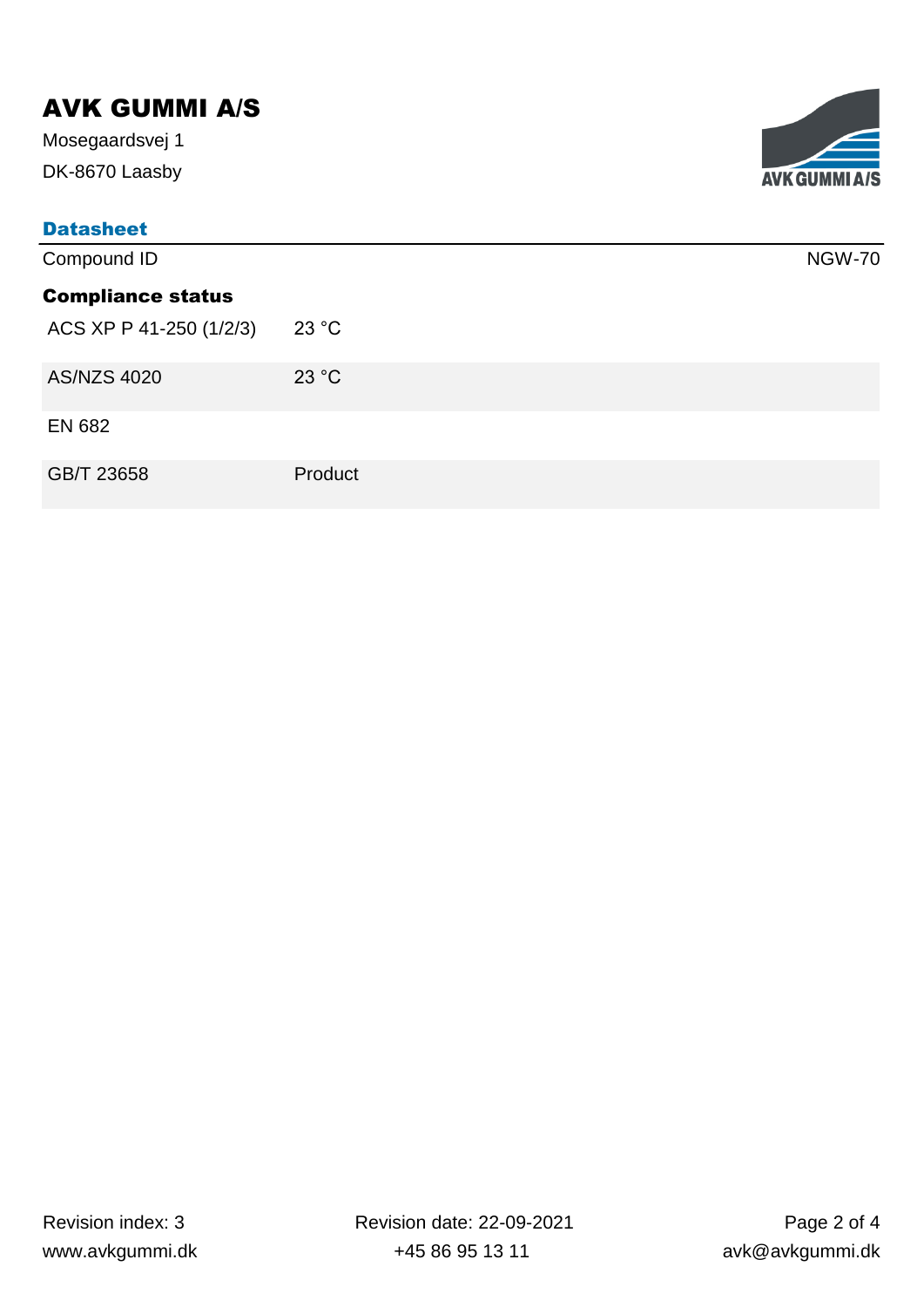# AVK GUMMI A/S

Mosegaardsvej 1

DK-8670 Laasby

## Datasheet

| Compound ID | NGW-70 |
|---|---|

### Compliance status

| | |
|---|---|
| ACS XP P 41-250 (1/2/3) | 23 °C |
| AS/NZS 4020 | 23 °C |
| EN 682 | |
| GB/T 23658 | Product |

Revision index: 3

Revision date: 22-09-2021

www.avkgummi.dk

+45 86 95 13 11

avk@avkgummi.dk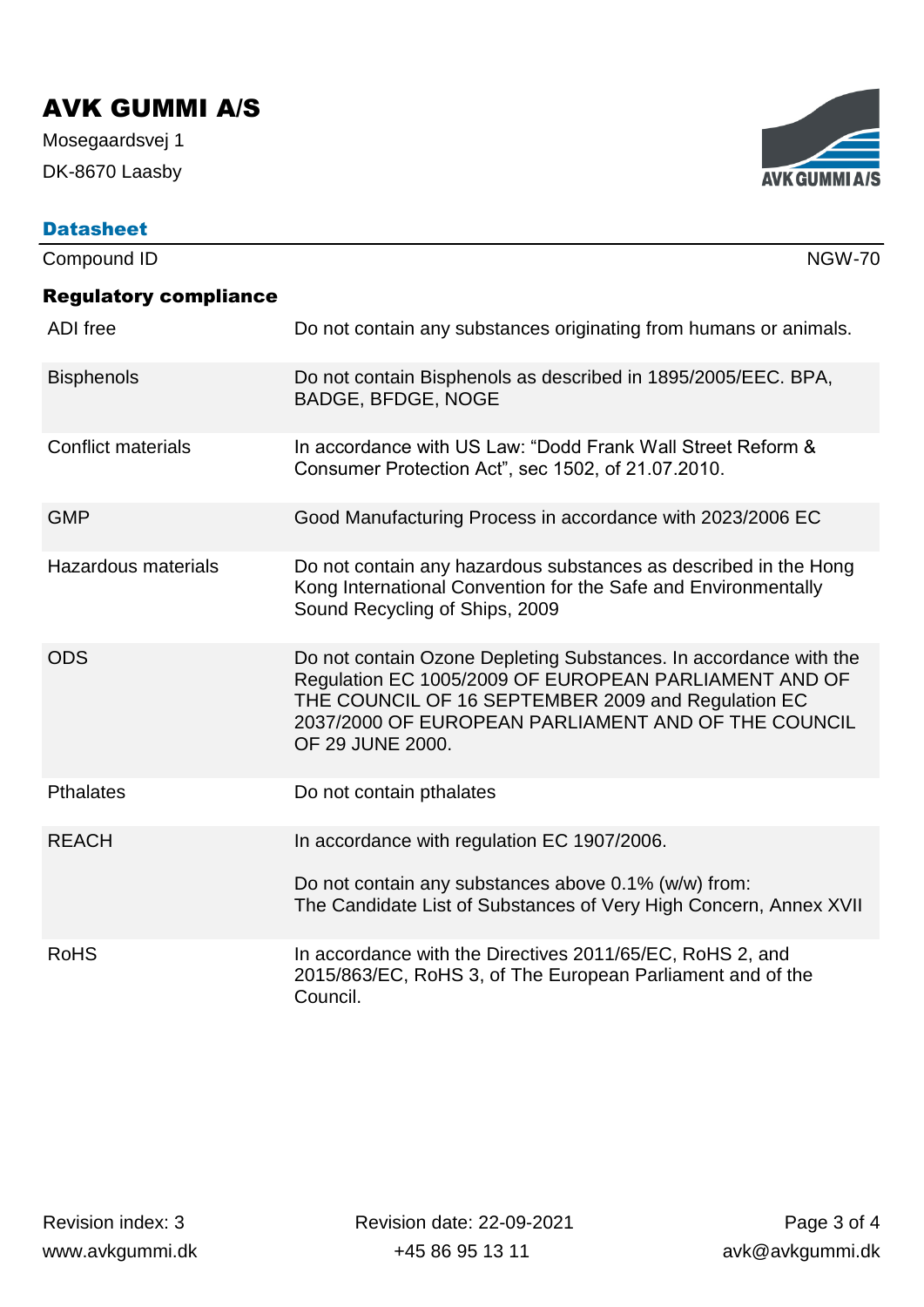# AVK GUMMI A/S

Mosegaardsvej 1

DK-8670 Laasby

## Datasheet

| Compound ID | NGW-70 |
|---|---|

### Regulatory compliance

| | |
|---|---|
| ADI free | Do not contain any substances originating from humans or animals. |
| Bisphenols | Do not contain Bisphenols as described in 1895/2005/EEC. BPA, BADGE, BFDGE, NOGE |
| Conflict materials | In accordance with US Law: “Dodd Frank Wall Street Reform & Consumer Protection Act”, sec 1502, of 21.07.2010. |
| GMP | Good Manufacturing Process in accordance with 2023/2006 EC |
| Hazardous materials | Do not contain any hazardous substances as described in the Hong Kong International Convention for the Safe and Environmentally Sound Recycling of Ships, 2009 |
| ODS | Do not contain Ozone Depleting Substances. In accordance with the Regulation EC 1005/2009 OF EUROPEAN PARLIAMENT AND OF THE COUNCIL OF 16 SEPTEMBER 2009 and Regulation EC 2037/2000 OF EUROPEAN PARLIAMENT AND OF THE COUNCIL OF 29 JUNE 2000. |
| Pthalates | Do not contain pthalates |
| REACH | In accordance with regulation EC 1907/2006.<br><br>Do not contain any substances above 0.1% (w/w) from:<br>The Candidate List of Substances of Very High Concern, Annex XVII |
| RoHS | In accordance with the Directives 2011/65/EC, RoHS 2, and 2015/863/EC, RoHS 3, of The European Parliament and of the Council. |

Revision index: 3 | Revision date: 22-09-2021

www.avkgummi.dk | +45 86 95 13 11 | avk@avkgummi.dk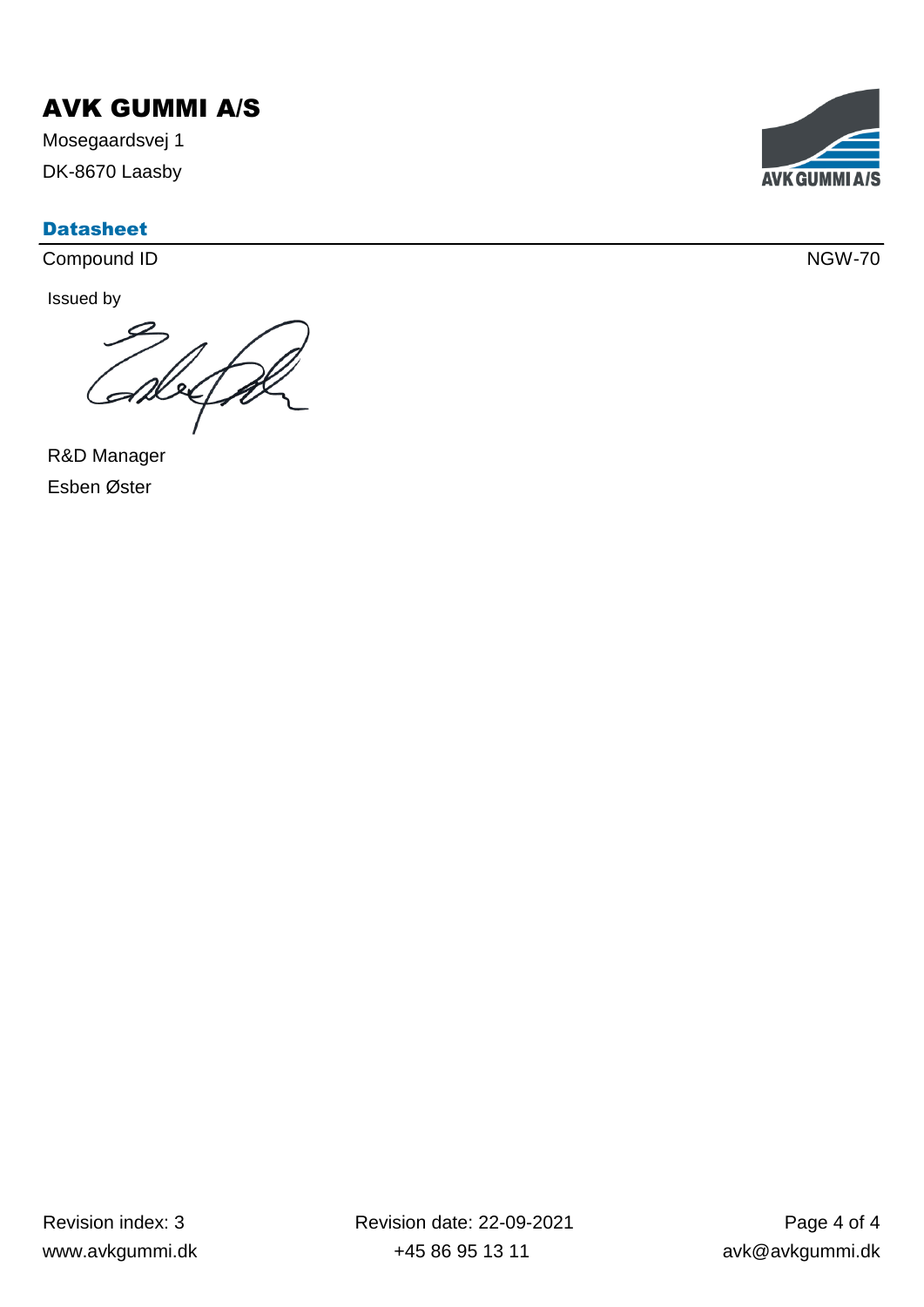# AVK GUMMI A/S

Mosegaardsvej 1

DK-8670 Laasby

## Datasheet

Compound ID NGW-70

Issued by

R&D Manager

Esben Øster